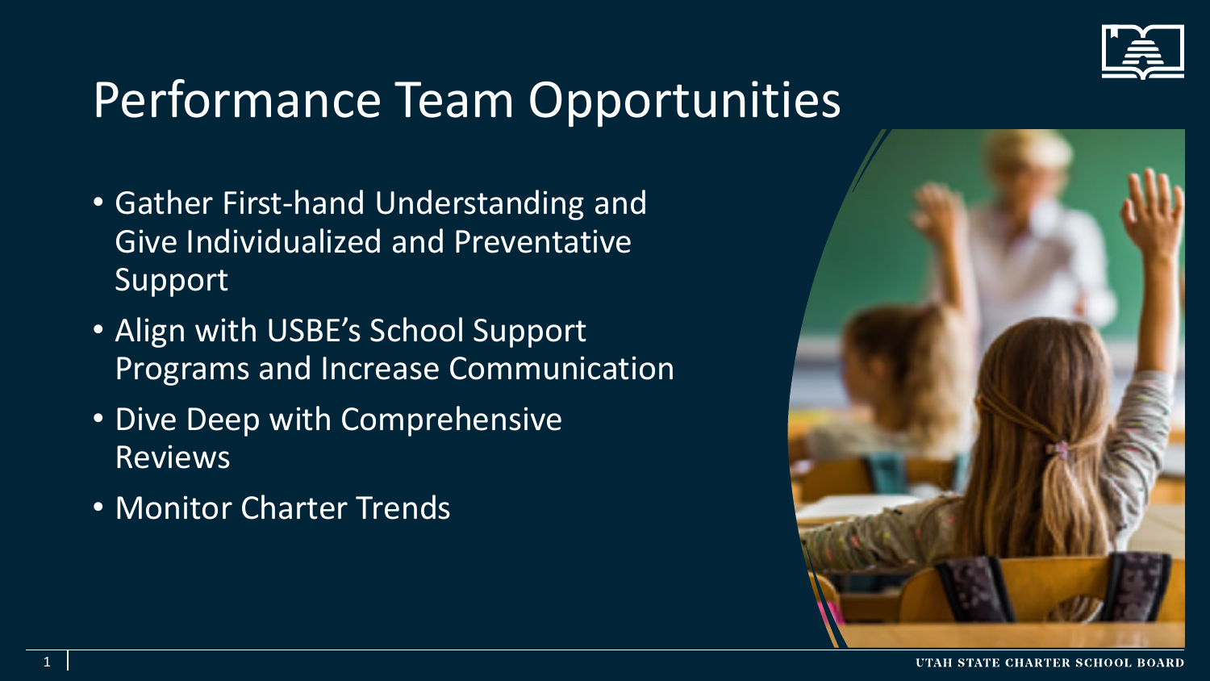# Performance Team Opportunities

- Gather First-hand Understanding and Give Individualized and Preventative Support
- Align with USBE's School Support Programs and Increase Communication
- Dive Deep with Comprehensive Reviews
- Monitor Charter Trends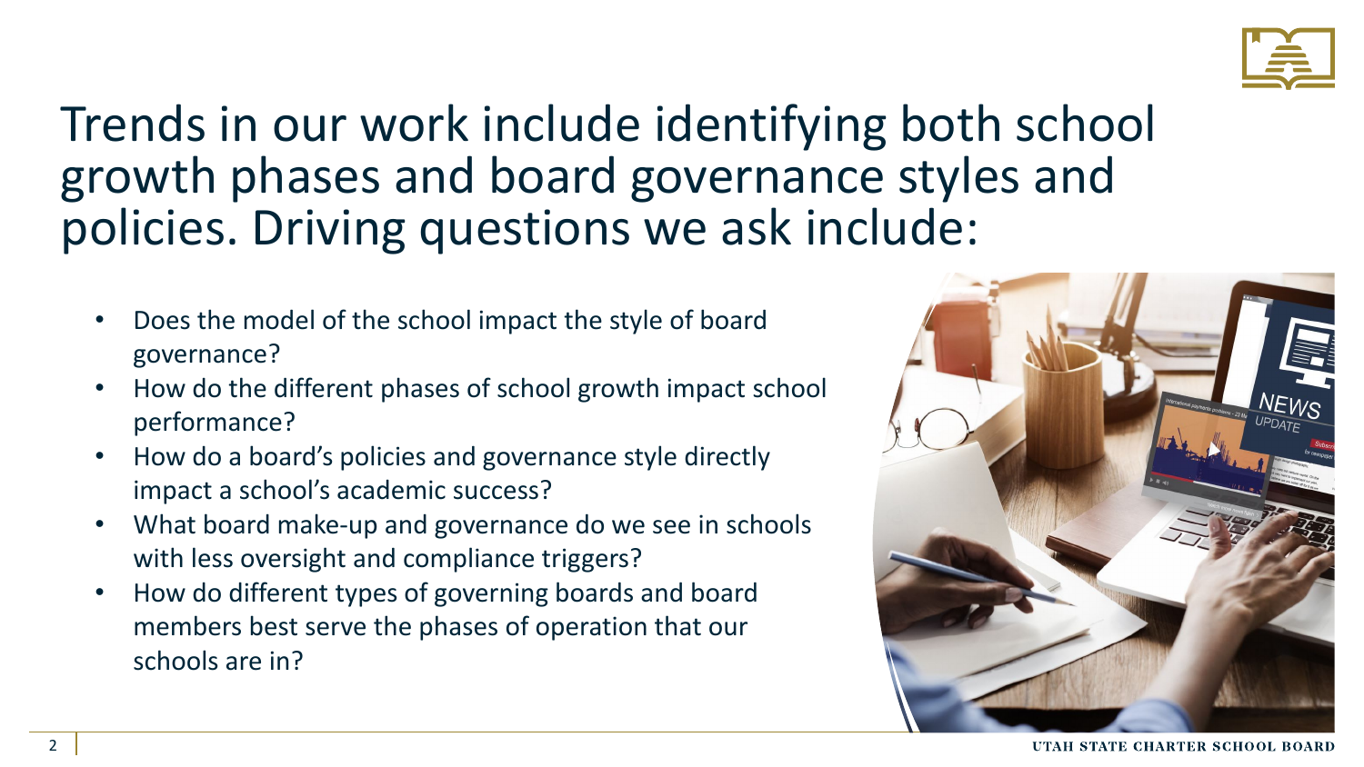# Trends in our work include identifying both school growth phases and board governance styles and policies. Driving questions we ask include:

- Does the model of the school impact the style of board governance?
- How do the different phases of school growth impact school performance?
- How do a board's policies and governance style directly impact a school's academic success?
- What board make-up and governance do we see in schools with less oversight and compliance triggers?
- How do different types of governing boards and board members best serve the phases of operation that our schools are in?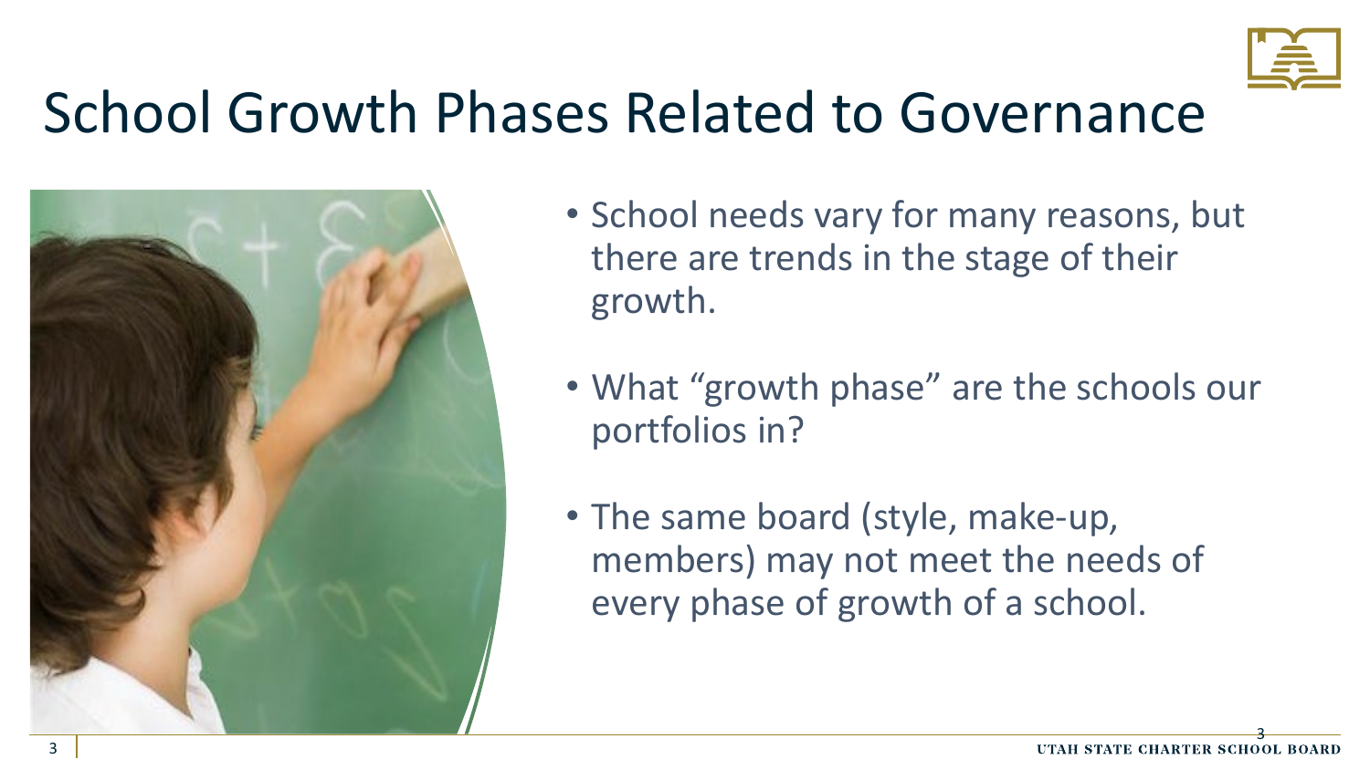# School Growth Phases Related to Governance

- School needs vary for many reasons, but there are trends in the stage of their growth.
- What "growth phase" are the schools our portfolios in?
- The same board (style, make-up, members) may not meet the needs of every phase of growth of a school.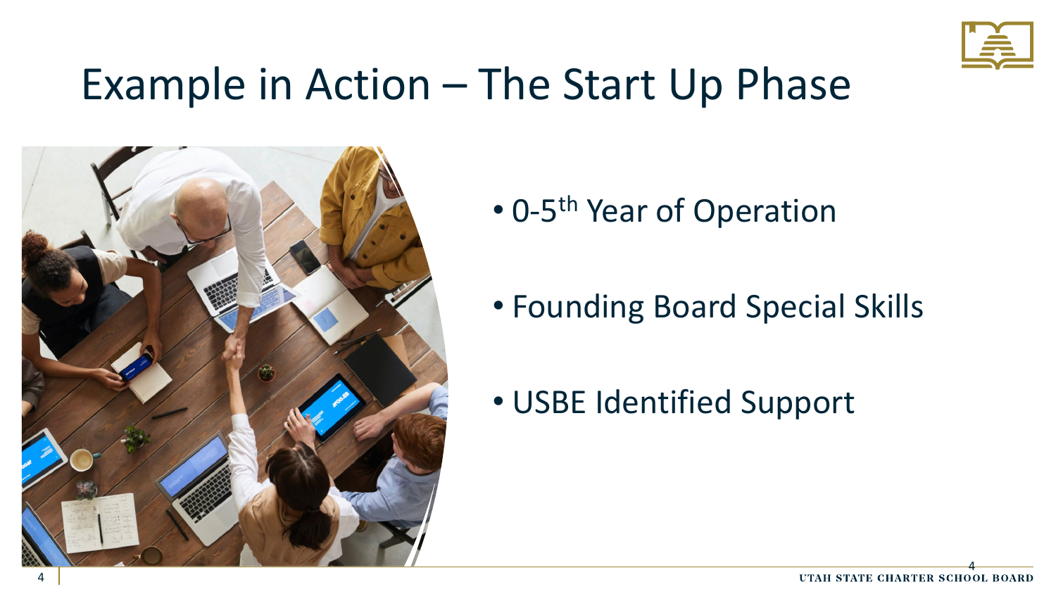# Example in Action – The Start Up Phase

- 0-5$^{th}$ Year of Operation
- Founding Board Special Skills
- USBE Identified Support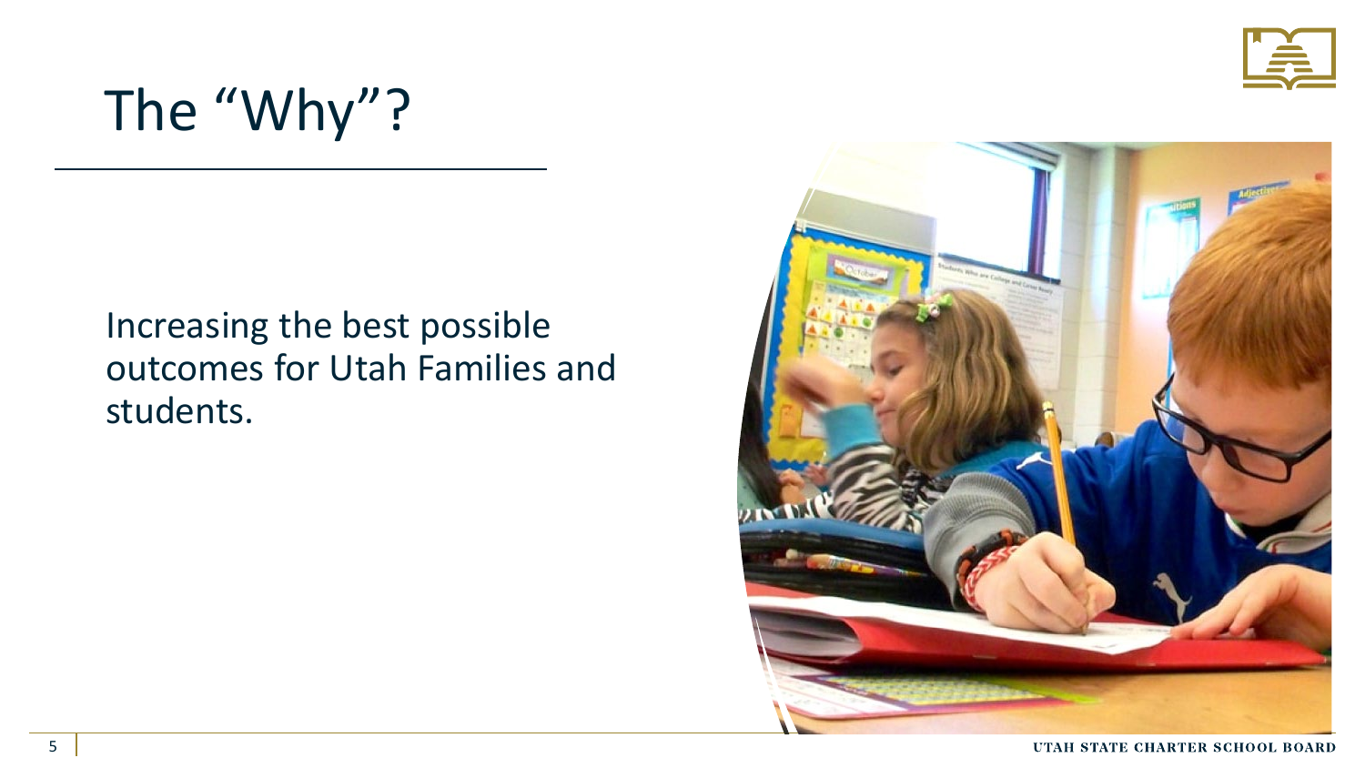# The “Why”?

Increasing the best possible outcomes for Utah Families and students.